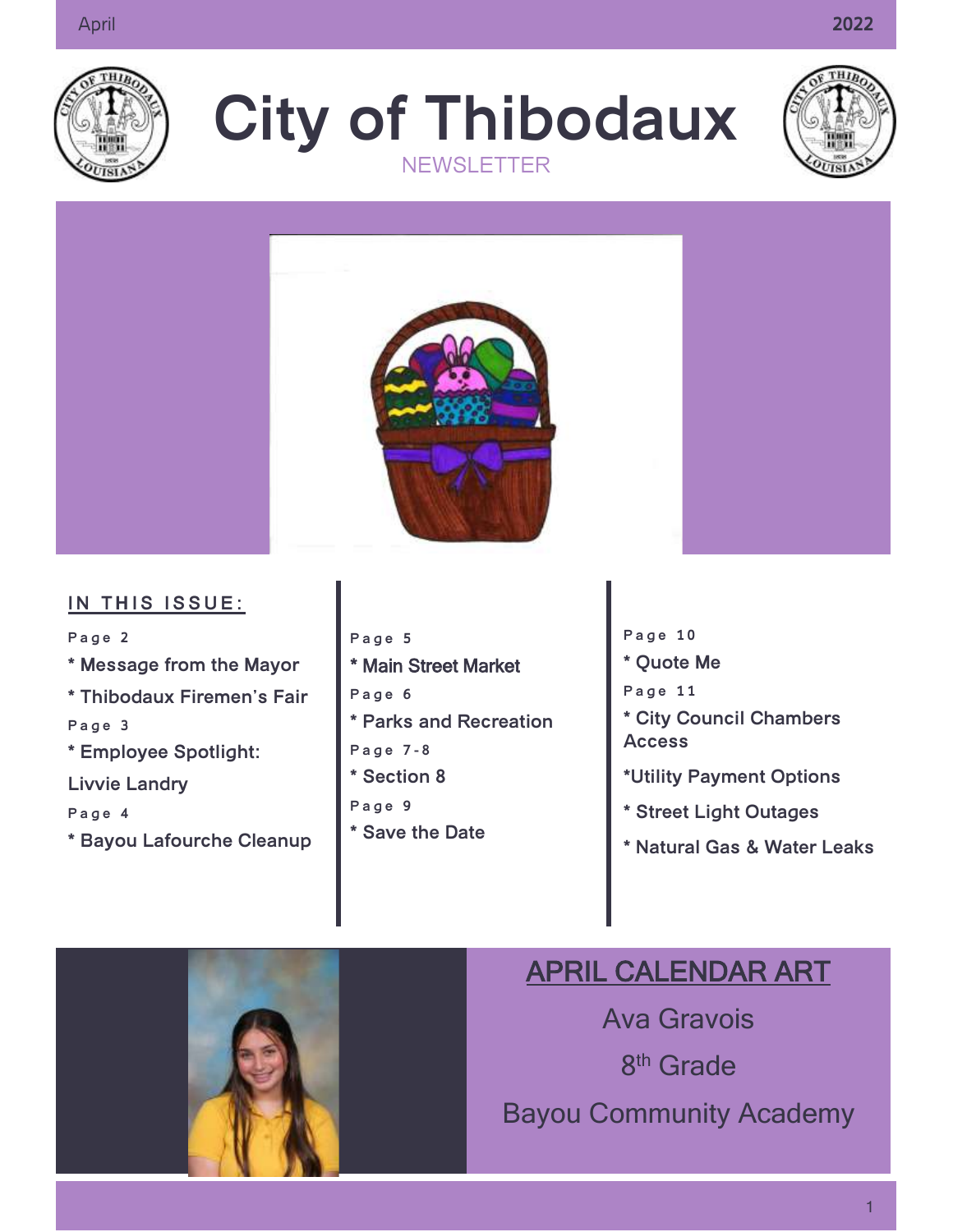# City of Thibodaux

NEWSLETTER

April 2022

## IN THIS ISSUE:

Page 2

* Message from the Mayor
* Thibodaux Firemen's Fair

Page 3

* Employee Spotlight: Livvie Landry

Page 4

* Bayou Lafourche Cleanup

Page 5

* Main Street Market

Page 6

* Parks and Recreation

Page 7-8

* Section 8

Page 9

* Save the Date

Page 10

* Quote Me

Page 11

* City Council Chambers Access
* Utility Payment Options
* Street Light Outages
* Natural Gas & Water Leaks

## APRIL CALENDAR ART

Ava Gravois

8th Grade

Bayou Community Academy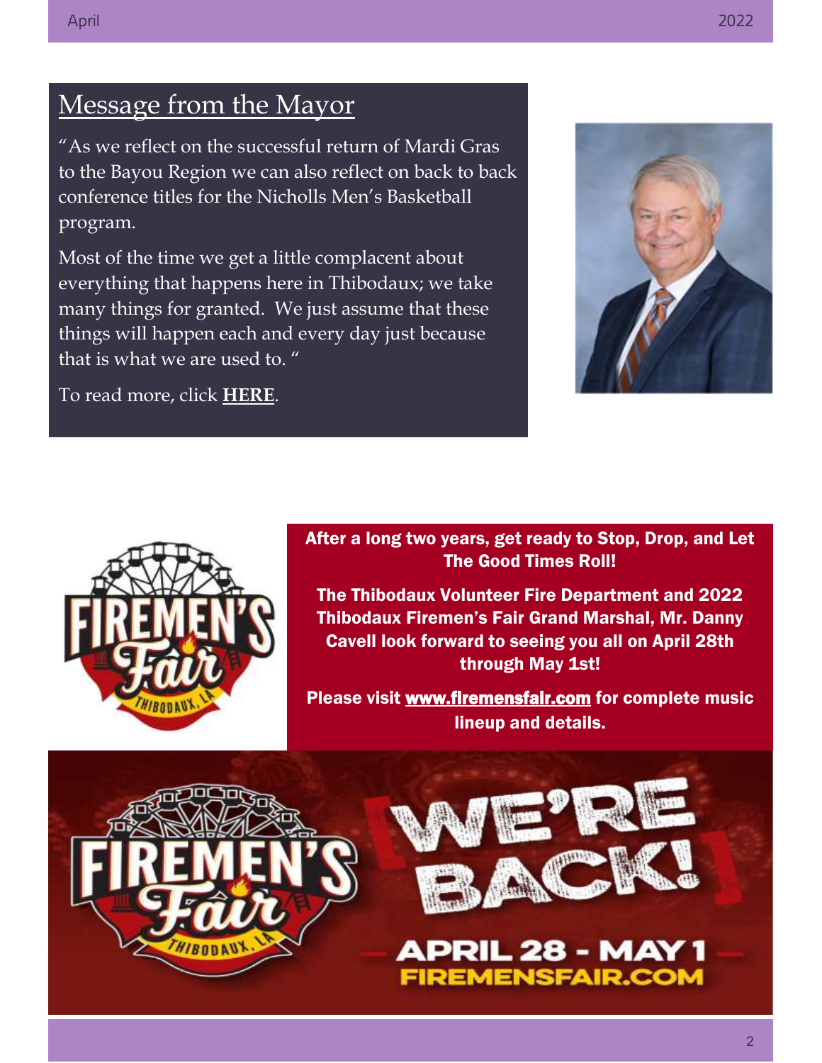## Message from the Mayor

"As we reflect on the successful return of Mardi Gras to the Bayou Region we can also reflect on back to back conference titles for the Nicholls Men's Basketball program.

Most of the time we get a little complacent about everything that happens here in Thibodaux; we take many things for granted. We just assume that these things will happen each and every day just because that is what we are used to. "

To read more, click **HERE**.

**After a long two years, get ready to Stop, Drop, and Let The Good Times Roll!**

**The Thibodaux Volunteer Fire Department and 2022 Thibodaux Firemen's Fair Grand Marshal, Mr. Danny Cavell look forward to seeing you all on April 28th through May 1st!**

**Please visit www.firemensfair.com for complete music lineup and details.**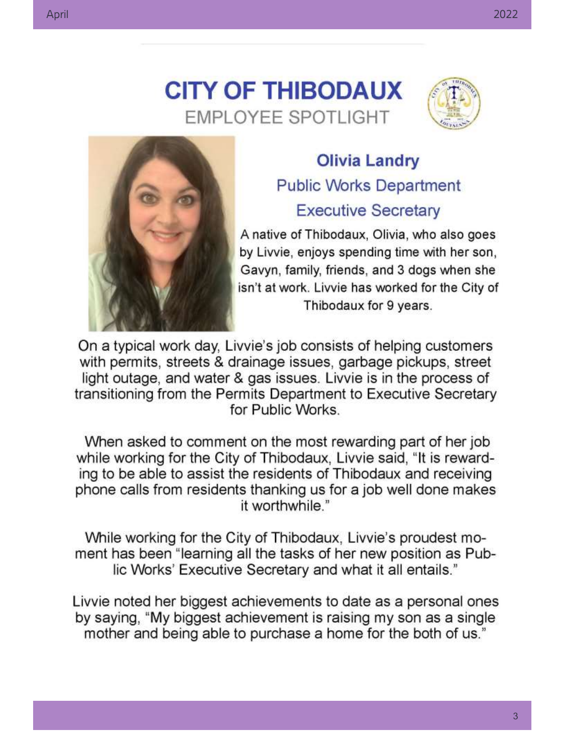# CITY OF THIBODAUX

## EMPLOYEE SPOTLIGHT

### Olivia Landry

### Public Works Department

### Executive Secretary

A native of Thibodaux, Olivia, who also goes by Livvie, enjoys spending time with her son, Gavyn, family, friends, and 3 dogs when she isn't at work. Livvie has worked for the City of Thibodaux for 9 years.

On a typical work day, Livvie's job consists of helping customers with permits, streets & drainage issues, garbage pickups, street light outage, and water & gas issues. Livvie is in the process of transitioning from the Permits Department to Executive Secretary for Public Works.

When asked to comment on the most rewarding part of her job while working for the City of Thibodaux, Livvie said, "It is rewarding to be able to assist the residents of Thibodaux and receiving phone calls from residents thanking us for a job well done makes it worthwhile."

While working for the City of Thibodaux, Livvie's proudest moment has been "learning all the tasks of her new position as Public Works' Executive Secretary and what it all entails."

Livvie noted her biggest achievements to date as a personal ones by saying, "My biggest achievement is raising my son as a single mother and being able to purchase a home for the both of us."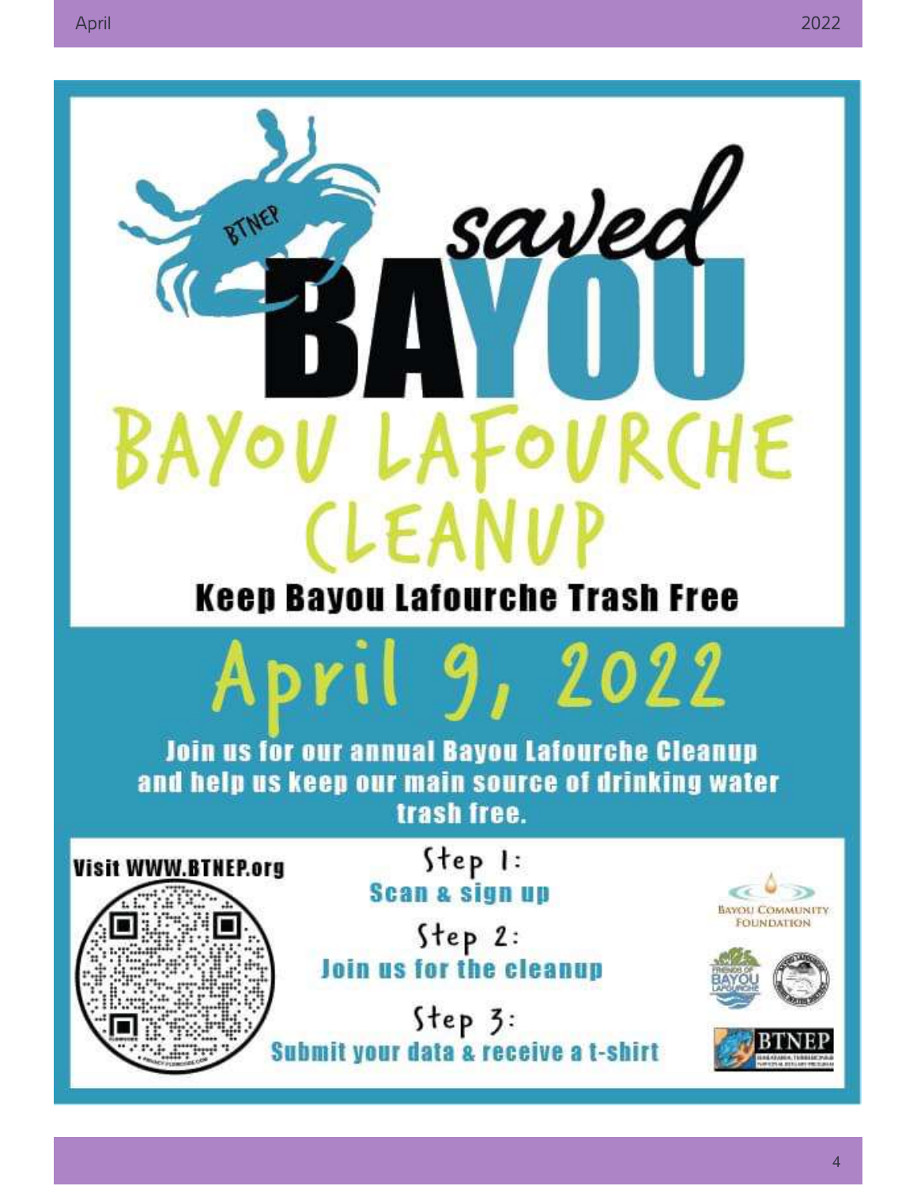# saved BAYOU

# BAYOU LAFOURCHE CLEANUP

**Keep Bayou Lafourche Trash Free**

## April 9, 2022

**Join us for our annual Bayou Lafourche Cleanup and help us keep our main source of drinking water trash free.**

**Visit WWW.BTNEP.org**

Step 1:
**Scan & sign up**

Step 2:
**Join us for the cleanup**

Step 3:
**Submit your data & receive a t-shirt**

Bayou Community Foundation

Friends of Bayou Lafourche

BTNEP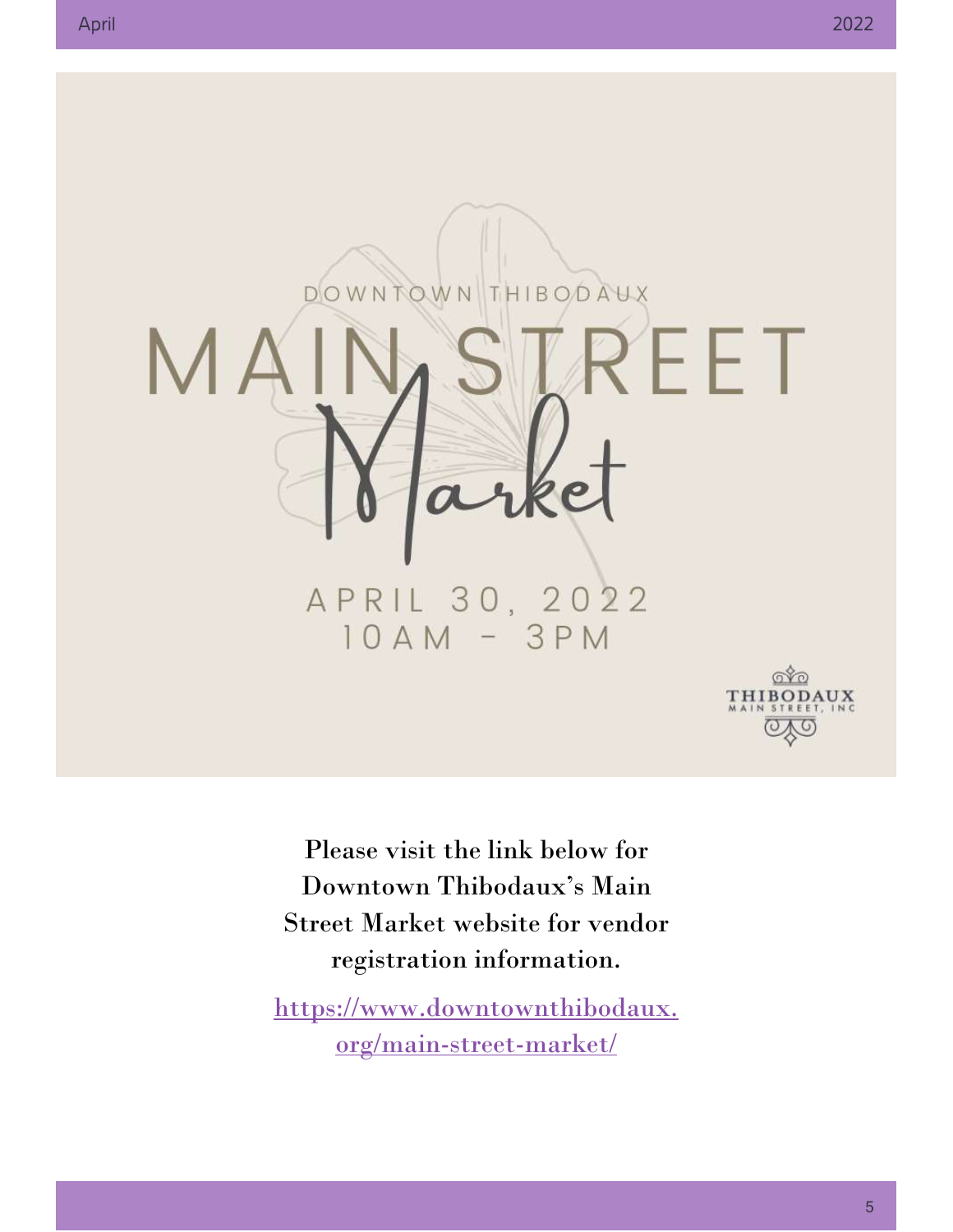DOWNTOWN THIBODAUX

# MAIN STREET Market

APRIL 30, 2022
10AM - 3PM

THIBODAUX MAIN STREET, INC

Please visit the link below for Downtown Thibodaux's Main Street Market website for vendor registration information.

https://www.downtownthibodaux.org/main-street-market/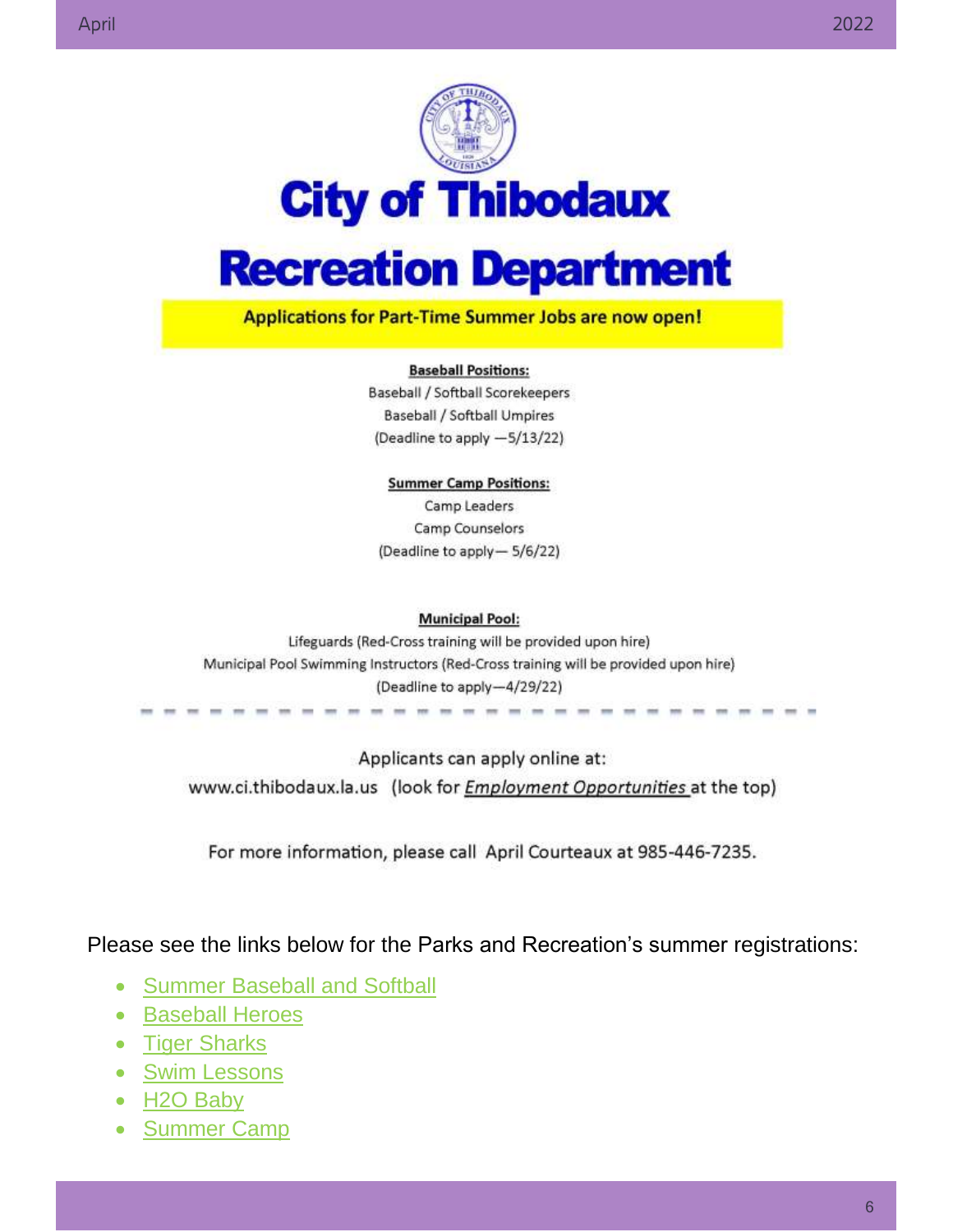# City of Thibodaux

# Recreation Department

**Applications for Part-Time Summer Jobs are now open!**

**Baseball Positions:**

Baseball / Softball Scorekeepers

Baseball / Softball Umpires

(Deadline to apply —5/13/22)

**Summer Camp Positions:**

Camp Leaders

Camp Counselors

(Deadline to apply— 5/6/22)

**Municipal Pool:**

Lifeguards (Red-Cross training will be provided upon hire)

Municipal Pool Swimming Instructors (Red-Cross training will be provided upon hire)

(Deadline to apply—4/29/22)

Applicants can apply online at:

www.ci.thibodaux.la.us (look for *Employment Opportunities* at the top)

For more information, please call April Courteaux at 985-446-7235.

Please see the links below for the Parks and Recreation's summer registrations:

- Summer Baseball and Softball
- Baseball Heroes
- Tiger Sharks
- Swim Lessons
- H2O Baby
- Summer Camp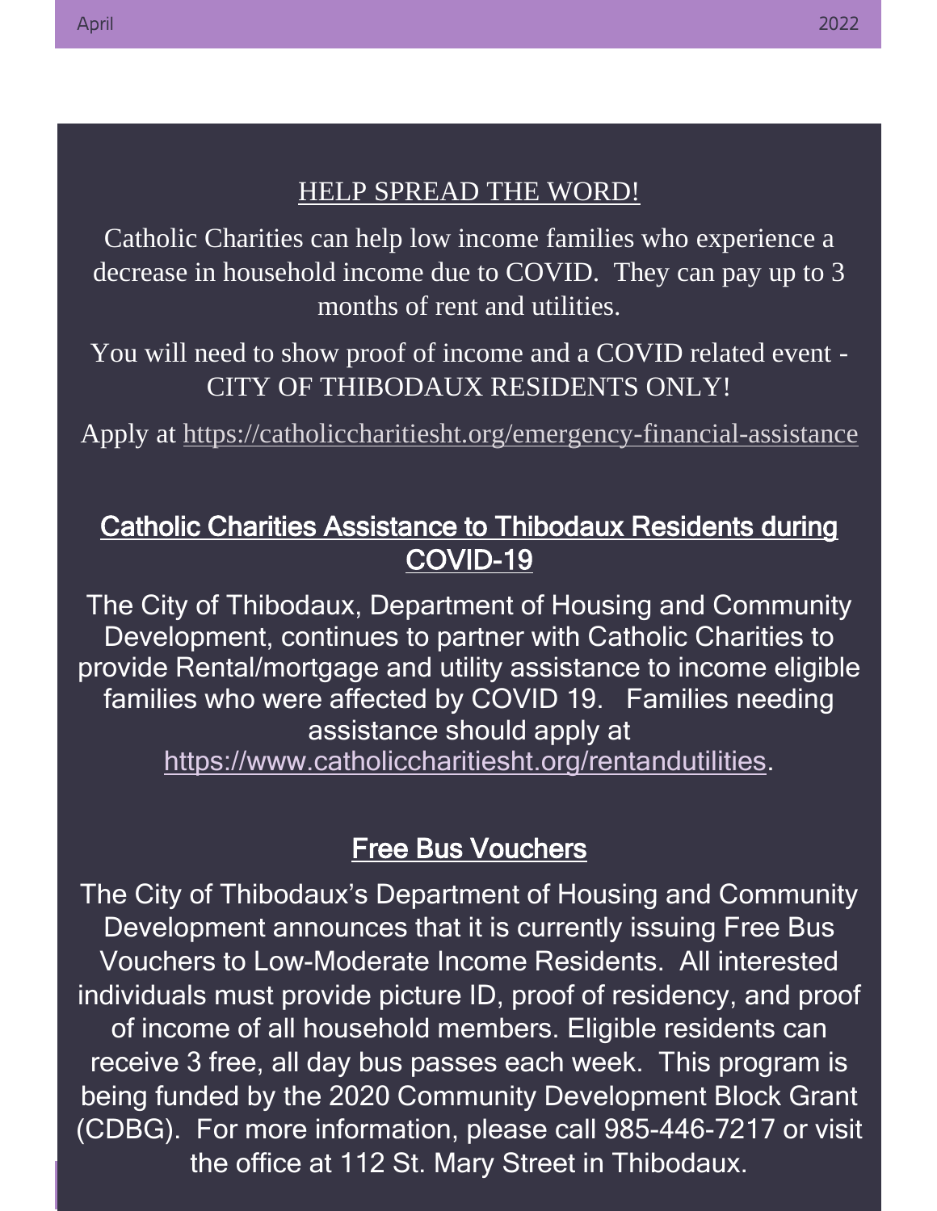## HELP SPREAD THE WORD!

Catholic Charities can help low income families who experience a decrease in household income due to COVID. They can pay up to 3 months of rent and utilities.

You will need to show proof of income and a COVID related event - CITY OF THIBODAUX RESIDENTS ONLY!

Apply at https://catholiccharitiesht.org/emergency-financial-assistance

## Catholic Charities Assistance to Thibodaux Residents during COVID-19

The City of Thibodaux, Department of Housing and Community Development, continues to partner with Catholic Charities to provide Rental/mortgage and utility assistance to income eligible families who were affected by COVID 19. Families needing assistance should apply at https://www.catholiccharitiesht.org/rentandutilities.

## Free Bus Vouchers

The City of Thibodaux's Department of Housing and Community Development announces that it is currently issuing Free Bus Vouchers to Low-Moderate Income Residents. All interested individuals must provide picture ID, proof of residency, and proof of income of all household members. Eligible residents can receive 3 free, all day bus passes each week. This program is being funded by the 2020 Community Development Block Grant (CDBG). For more information, please call 985-446-7217 or visit the office at 112 St. Mary Street in Thibodaux.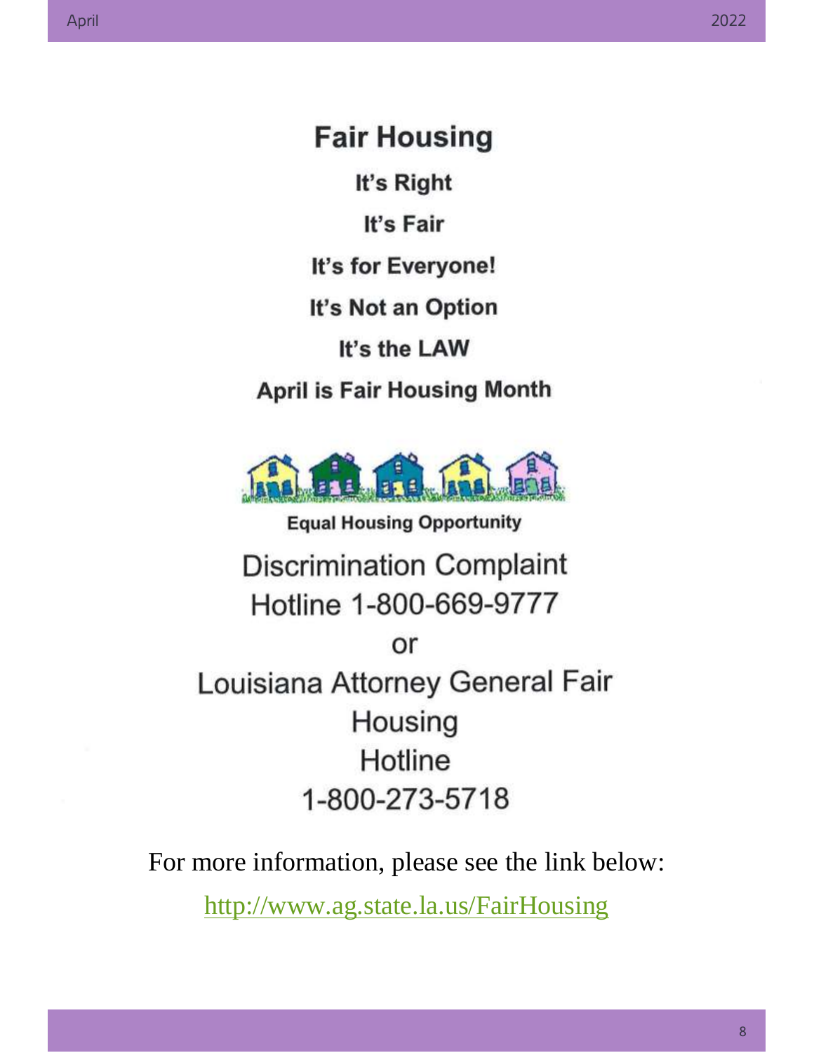# Fair Housing

**It's Right**

**It's Fair**

**It's for Everyone!**

**It's Not an Option**

**It's the LAW**

**April is Fair Housing Month**

**Equal Housing Opportunity**

Discrimination Complaint Hotline 1-800-669-9777

or

Louisiana Attorney General Fair Housing Hotline 1-800-273-5718

For more information, please see the link below:

http://www.ag.state.la.us/FairHousing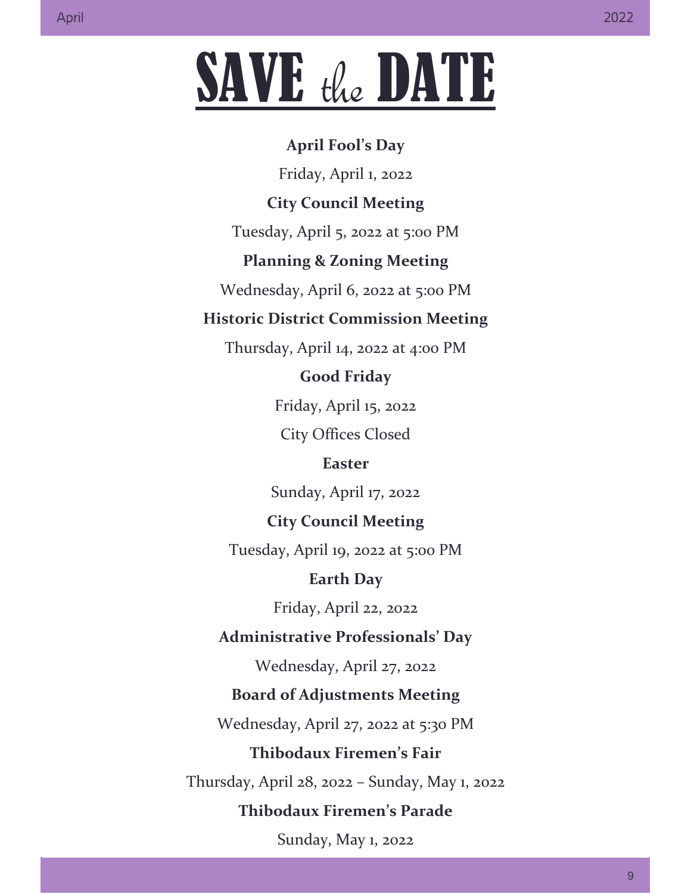# SAVE the DATE

**April Fool's Day**

Friday, April 1, 2022

**City Council Meeting**

Tuesday, April 5, 2022 at 5:00 PM

**Planning & Zoning Meeting**

Wednesday, April 6, 2022 at 5:00 PM

**Historic District Commission Meeting**

Thursday, April 14, 2022 at 4:00 PM

**Good Friday**

Friday, April 15, 2022

City Offices Closed

**Easter**

Sunday, April 17, 2022

**City Council Meeting**

Tuesday, April 19, 2022 at 5:00 PM

**Earth Day**

Friday, April 22, 2022

**Administrative Professionals' Day**

Wednesday, April 27, 2022

**Board of Adjustments Meeting**

Wednesday, April 27, 2022 at 5:30 PM

**Thibodaux Firemen's Fair**

Thursday, April 28, 2022 – Sunday, May 1, 2022

**Thibodaux Firemen's Parade**

Sunday, May 1, 2022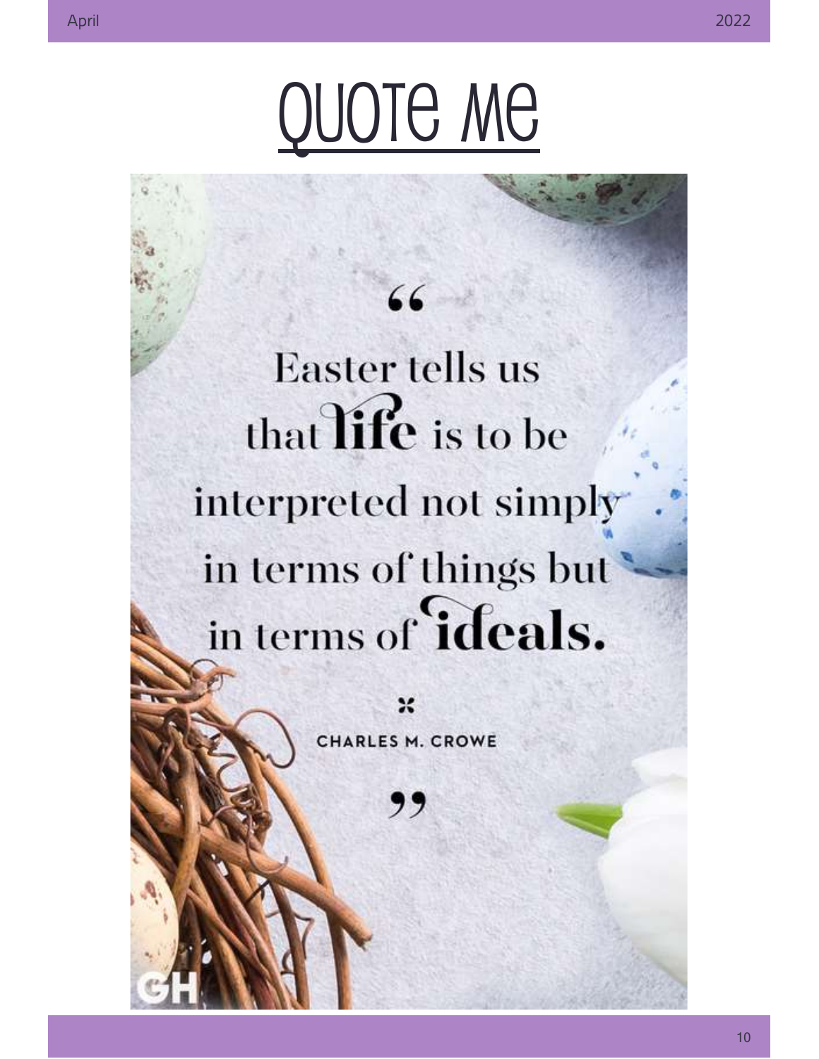# Quote Me

"Easter tells us that **life** is to be interpreted not simply in terms of things but in terms of **ideals.**"

CHARLES M. CROWE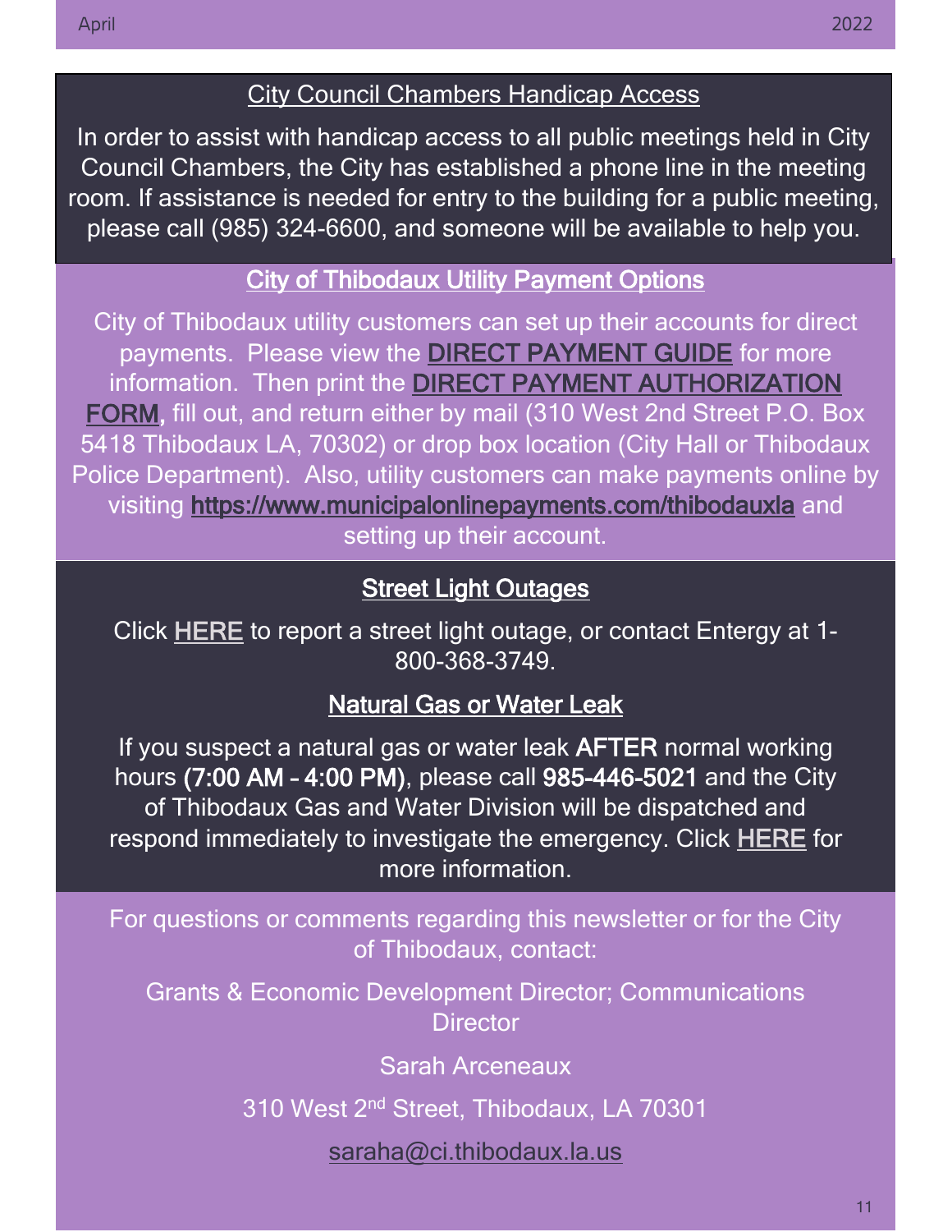## City Council Chambers Handicap Access

In order to assist with handicap access to all public meetings held in City Council Chambers, the City has established a phone line in the meeting room. If assistance is needed for entry to the building for a public meeting, please call (985) 324-6600, and someone will be available to help you.

## City of Thibodaux Utility Payment Options

City of Thibodaux utility customers can set up their accounts for direct payments. Please view the DIRECT PAYMENT GUIDE for more information. Then print the DIRECT PAYMENT AUTHORIZATION FORM, fill out, and return either by mail (310 West 2nd Street P.O. Box 5418 Thibodaux LA, 70302) or drop box location (City Hall or Thibodaux Police Department). Also, utility customers can make payments online by visiting https://www.municipalonlinepayments.com/thibodauxla and setting up their account.

## Street Light Outages

Click HERE to report a street light outage, or contact Entergy at 1-800-368-3749.

## Natural Gas or Water Leak

If you suspect a natural gas or water leak **AFTER** normal working hours **(7:00 AM – 4:00 PM)**, please call **985-446-5021** and the City of Thibodaux Gas and Water Division will be dispatched and respond immediately to investigate the emergency. Click HERE for more information.

For questions or comments regarding this newsletter or for the City of Thibodaux, contact:

Grants & Economic Development Director; Communications Director

Sarah Arceneaux

310 West 2nd Street, Thibodaux, LA 70301

saraha@ci.thibodaux.la.us